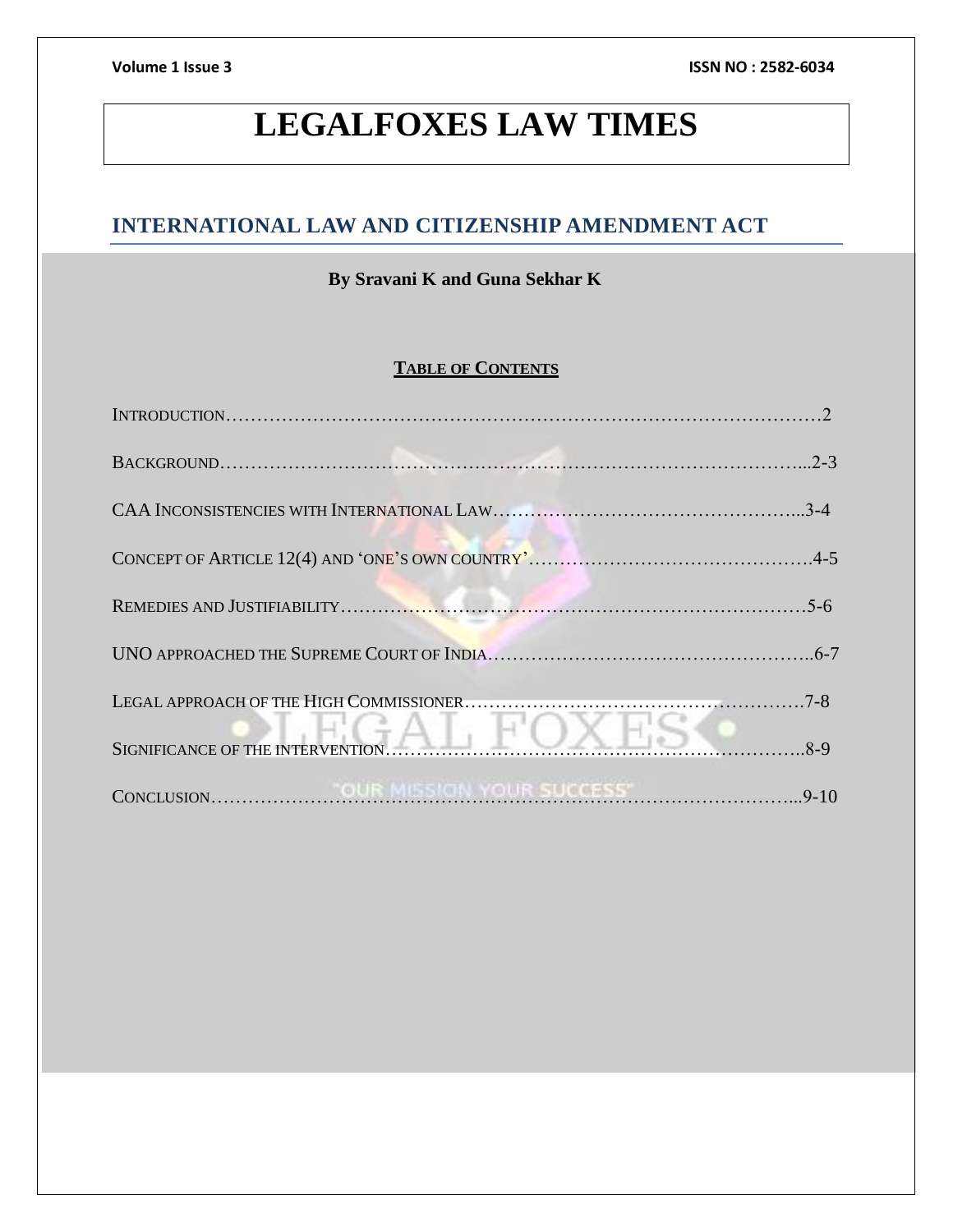# LEGALFOXES LAW TIMES

## INTERNATIONAL LAW AND CITIZENSHIP AMENDMENT ACT

**By Sravani K and Guna Sekhar K**

**TABLE OF CONTENTS**

INTRODUCTION……………………………………………………………………………2

BACKGROUND………………………………………………………………………...2-3

CAA INCONSISTENCIES WITH INTERNATIONAL LAW…………………………………...3-4

CONCEPT OF ARTICLE 12(4) AND 'ONE'S OWN COUNTRY'……………………………….4-5

REMEDIES AND JUSTIFIABILITY………………………………………………………5-6

UNO APPROACHED THE SUPREME COURT OF INDIA……………………………………..6-7

LEGAL APPROACH OF THE HIGH COMMISSIONER……………………………………….7-8

SIGNIFICANCE OF THE INTERVENTION…………………………………………………..8-9

CONCLUSION……………………………………………………………………...9-10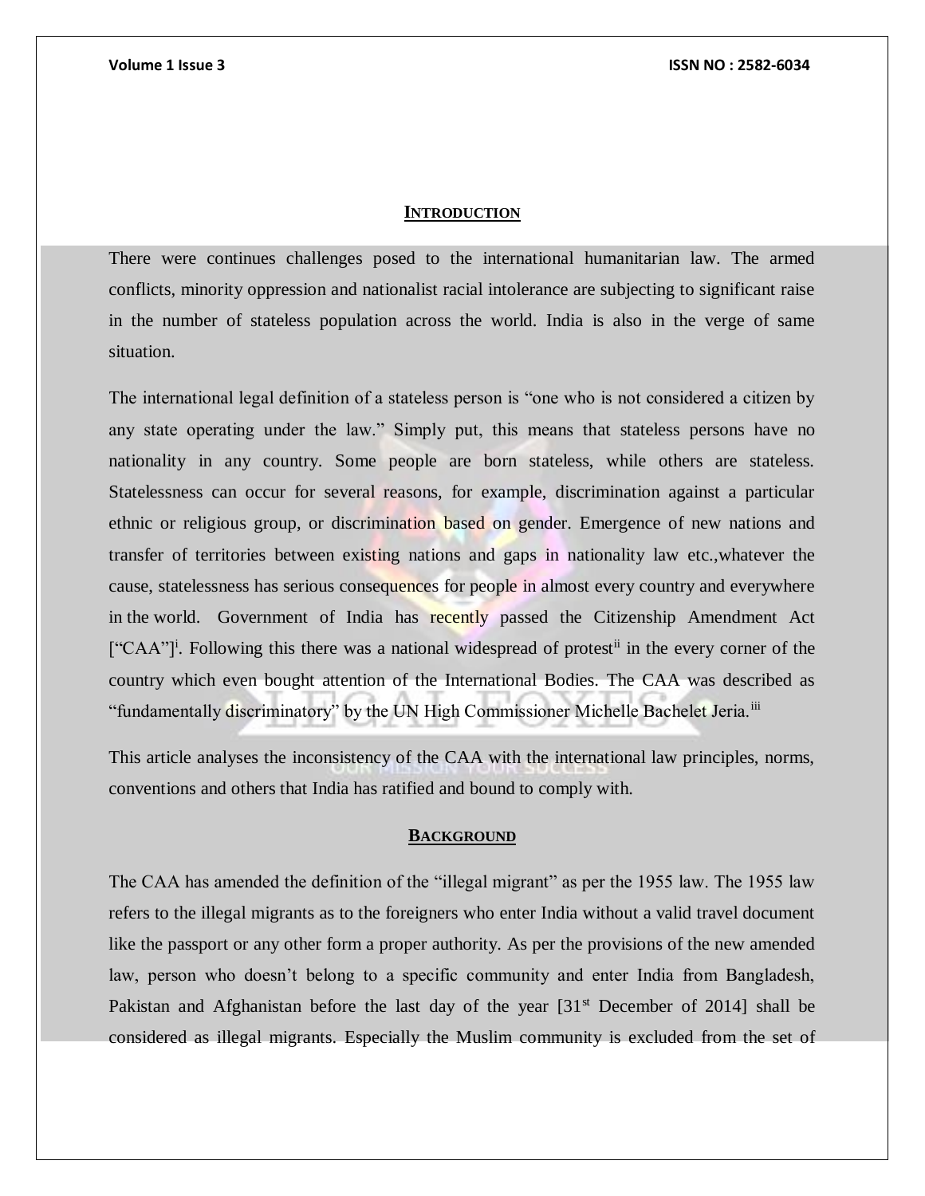## INTRODUCTION

There were continues challenges posed to the international humanitarian law. The armed conflicts, minority oppression and nationalist racial intolerance are subjecting to significant raise in the number of stateless population across the world. India is also in the verge of same situation.

The international legal definition of a stateless person is "one who is not considered a citizen by any state operating under the law." Simply put, this means that stateless persons have no nationality in any country. Some people are born stateless, while others are stateless. Statelessness can occur for several reasons, for example, discrimination against a particular ethnic or religious group, or discrimination based on gender. Emergence of new nations and transfer of territories between existing nations and gaps in nationality law etc.,whatever the cause, statelessness has serious consequences for people in almost every country and everywhere in the world. Government of India has recently passed the Citizenship Amendment Act ["CAA"][i]. Following this there was a national widespread of protest[ii] in the every corner of the country which even bought attention of the International Bodies. The CAA was described as "fundamentally discriminatory" by the UN High Commissioner Michelle Bachelet Jeria.[iii]

This article analyses the inconsistency of the CAA with the international law principles, norms, conventions and others that India has ratified and bound to comply with.

## BACKGROUND

The CAA has amended the definition of the "illegal migrant" as per the 1955 law. The 1955 law refers to the illegal migrants as to the foreigners who enter India without a valid travel document like the passport or any other form a proper authority. As per the provisions of the new amended law, person who doesn't belong to a specific community and enter India from Bangladesh, Pakistan and Afghanistan before the last day of the year [31st December of 2014] shall be considered as illegal migrants. Especially the Muslim community is excluded from the set of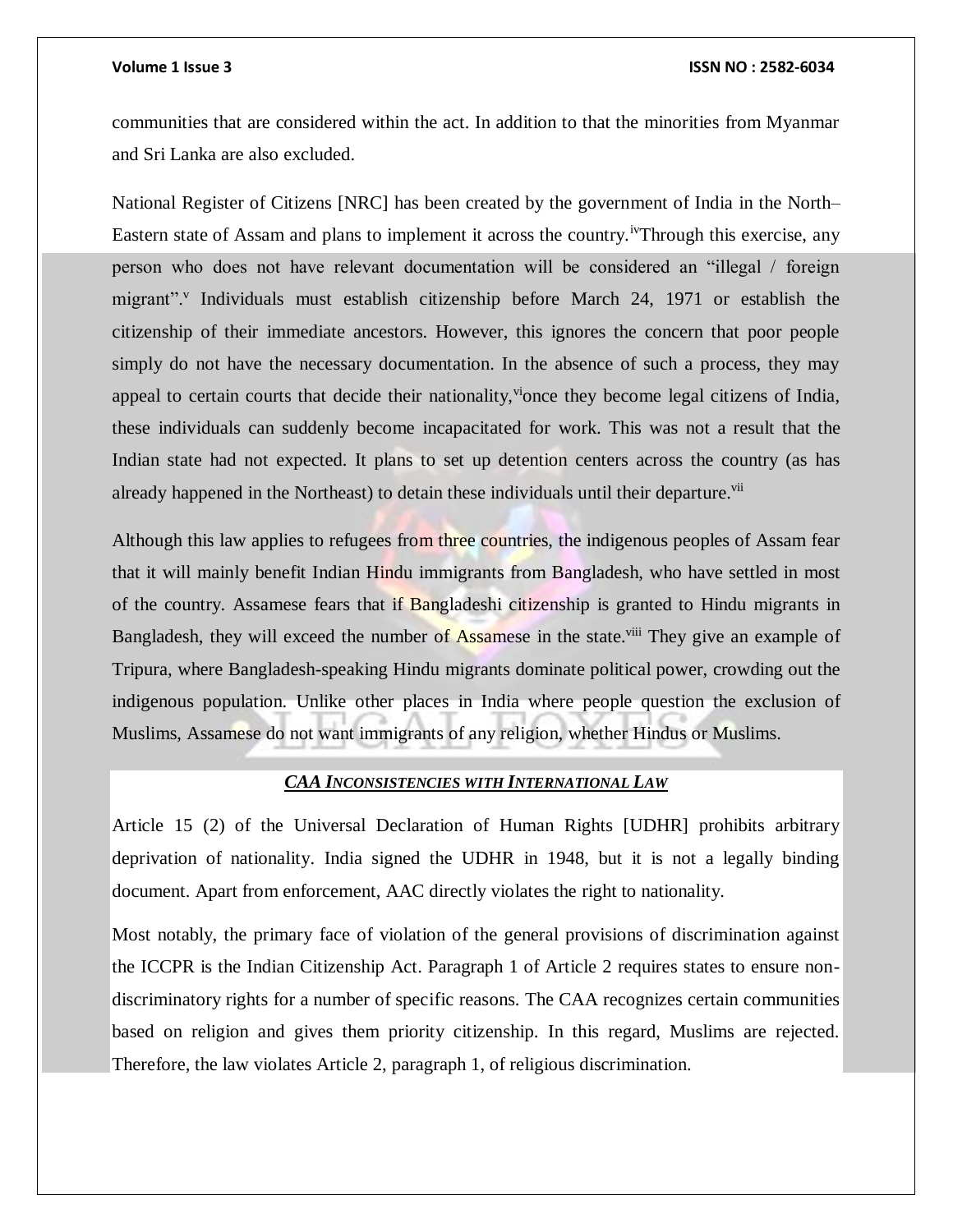communities that are considered within the act. In addition to that the minorities from Myanmar and Sri Lanka are also excluded.

National Register of Citizens [NRC] has been created by the government of India in the North–Eastern state of Assam and plans to implement it across the country.[iv] Through this exercise, any person who does not have relevant documentation will be considered an "illegal / foreign migrant".[v] Individuals must establish citizenship before March 24, 1971 or establish the citizenship of their immediate ancestors. However, this ignores the concern that poor people simply do not have the necessary documentation. In the absence of such a process, they may appeal to certain courts that decide their nationality,[vi] once they become legal citizens of India, these individuals can suddenly become incapacitated for work. This was not a result that the Indian state had not expected. It plans to set up detention centers across the country (as has already happened in the Northeast) to detain these individuals until their departure.[vii]

Although this law applies to refugees from three countries, the indigenous peoples of Assam fear that it will mainly benefit Indian Hindu immigrants from Bangladesh, who have settled in most of the country. Assamese fears that if Bangladeshi citizenship is granted to Hindu migrants in Bangladesh, they will exceed the number of Assamese in the state.[viii] They give an example of Tripura, where Bangladesh-speaking Hindu migrants dominate political power, crowding out the indigenous population. Unlike other places in India where people question the exclusion of Muslims, Assamese do not want immigrants of any religion, whether Hindus or Muslims.

## ***CAA INCONSISTENCIES WITH INTERNATIONAL LAW***

Article 15 (2) of the Universal Declaration of Human Rights [UDHR] prohibits arbitrary deprivation of nationality. India signed the UDHR in 1948, but it is not a legally binding document. Apart from enforcement, AAC directly violates the right to nationality.

Most notably, the primary face of violation of the general provisions of discrimination against the ICCPR is the Indian Citizenship Act. Paragraph 1 of Article 2 requires states to ensure non-discriminatory rights for a number of specific reasons. The CAA recognizes certain communities based on religion and gives them priority citizenship. In this regard, Muslims are rejected. Therefore, the law violates Article 2, paragraph 1, of religious discrimination.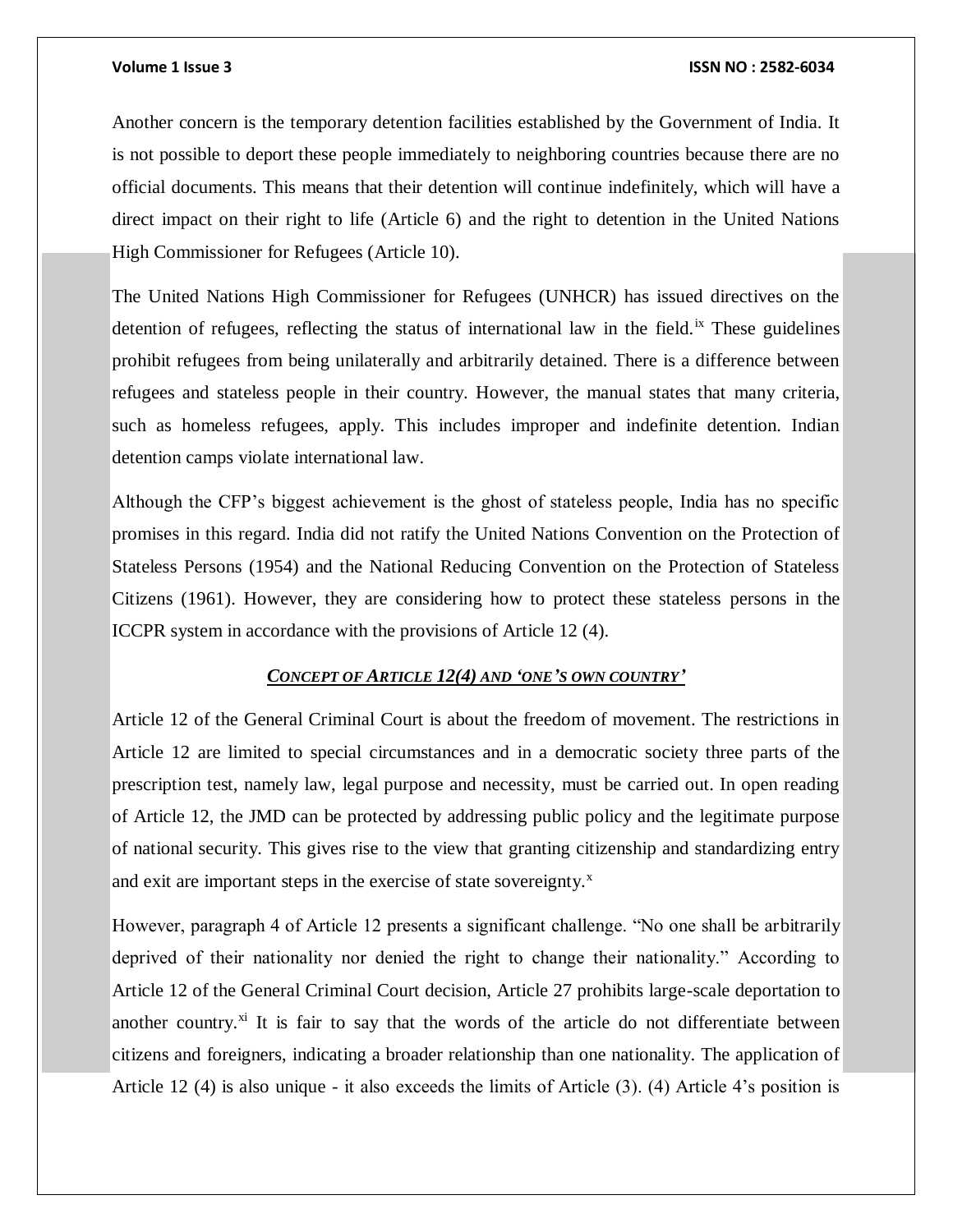Another concern is the temporary detention facilities established by the Government of India. It is not possible to deport these people immediately to neighboring countries because there are no official documents. This means that their detention will continue indefinitely, which will have a direct impact on their right to life (Article 6) and the right to detention in the United Nations High Commissioner for Refugees (Article 10).

The United Nations High Commissioner for Refugees (UNHCR) has issued directives on the detention of refugees, reflecting the status of international law in the field.[ix] These guidelines prohibit refugees from being unilaterally and arbitrarily detained. There is a difference between refugees and stateless people in their country. However, the manual states that many criteria, such as homeless refugees, apply. This includes improper and indefinite detention. Indian detention camps violate international law.

Although the CFP's biggest achievement is the ghost of stateless people, India has no specific promises in this regard. India did not ratify the United Nations Convention on the Protection of Stateless Persons (1954) and the National Reducing Convention on the Protection of Stateless Citizens (1961). However, they are considering how to protect these stateless persons in the ICCPR system in accordance with the provisions of Article 12 (4).

## ***CONCEPT OF ARTICLE 12(4) AND 'ONE'S OWN COUNTRY'***

Article 12 of the General Criminal Court is about the freedom of movement. The restrictions in Article 12 are limited to special circumstances and in a democratic society three parts of the prescription test, namely law, legal purpose and necessity, must be carried out. In open reading of Article 12, the JMD can be protected by addressing public policy and the legitimate purpose of national security. This gives rise to the view that granting citizenship and standardizing entry and exit are important steps in the exercise of state sovereignty.[x]

However, paragraph 4 of Article 12 presents a significant challenge. "No one shall be arbitrarily deprived of their nationality nor denied the right to change their nationality." According to Article 12 of the General Criminal Court decision, Article 27 prohibits large-scale deportation to another country.[xi] It is fair to say that the words of the article do not differentiate between citizens and foreigners, indicating a broader relationship than one nationality. The application of Article 12 (4) is also unique - it also exceeds the limits of Article (3). (4) Article 4's position is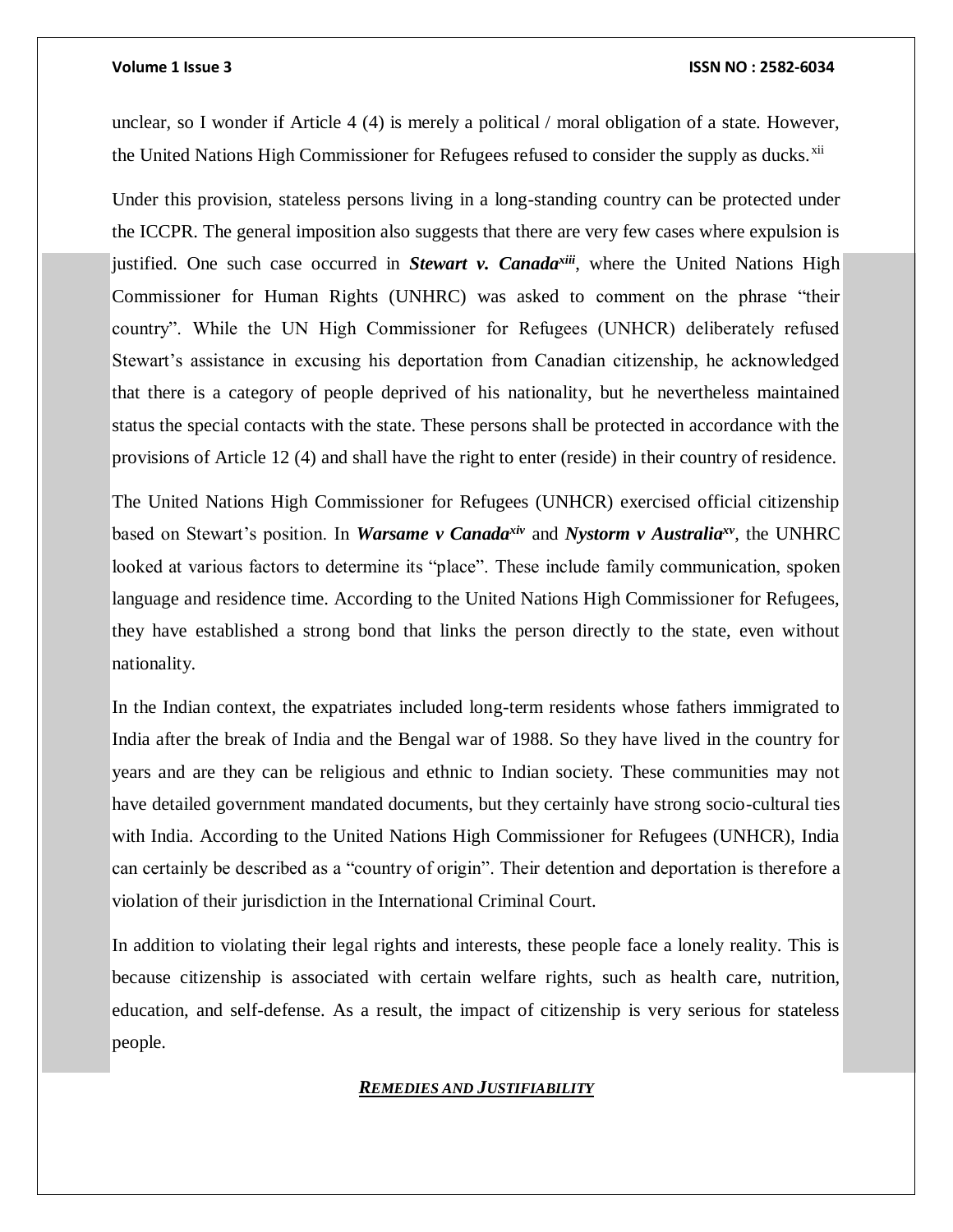unclear, so I wonder if Article 4 (4) is merely a political / moral obligation of a state. However, the United Nations High Commissioner for Refugees refused to consider the supply as ducks.[xii]

Under this provision, stateless persons living in a long-standing country can be protected under the ICCPR. The general imposition also suggests that there are very few cases where expulsion is justified. One such case occurred in ***Stewart v. Canada***[xiii], where the United Nations High Commissioner for Human Rights (UNHRC) was asked to comment on the phrase "their country". While the UN High Commissioner for Refugees (UNHCR) deliberately refused Stewart's assistance in excusing his deportation from Canadian citizenship, he acknowledged that there is a category of people deprived of his nationality, but he nevertheless maintained status the special contacts with the state. These persons shall be protected in accordance with the provisions of Article 12 (4) and shall have the right to enter (reside) in their country of residence.

The United Nations High Commissioner for Refugees (UNHCR) exercised official citizenship based on Stewart's position. In ***Warsame v Canada***[xiv] and ***Nystorm v Australia***[xv], the UNHRC looked at various factors to determine its "place". These include family communication, spoken language and residence time. According to the United Nations High Commissioner for Refugees, they have established a strong bond that links the person directly to the state, even without nationality.

In the Indian context, the expatriates included long-term residents whose fathers immigrated to India after the break of India and the Bengal war of 1988. So they have lived in the country for years and are they can be religious and ethnic to Indian society. These communities may not have detailed government mandated documents, but they certainly have strong socio-cultural ties with India. According to the United Nations High Commissioner for Refugees (UNHCR), India can certainly be described as a "country of origin". Their detention and deportation is therefore a violation of their jurisdiction in the International Criminal Court.

In addition to violating their legal rights and interests, these people face a lonely reality. This is because citizenship is associated with certain welfare rights, such as health care, nutrition, education, and self-defense. As a result, the impact of citizenship is very serious for stateless people.

## ***REMEDIES AND JUSTIFIABILITY***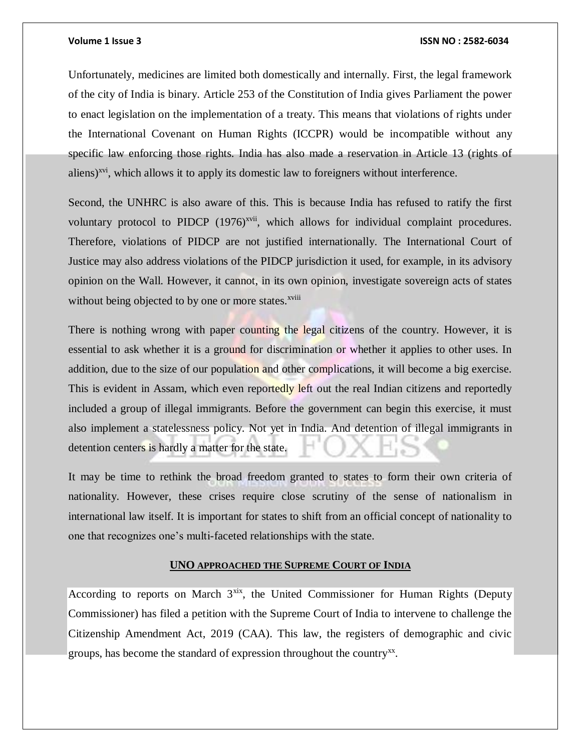Unfortunately, medicines are limited both domestically and internally. First, the legal framework of the city of India is binary. Article 253 of the Constitution of India gives Parliament the power to enact legislation on the implementation of a treaty. This means that violations of rights under the International Covenant on Human Rights (ICCPR) would be incompatible without any specific law enforcing those rights. India has also made a reservation in Article 13 (rights of aliens)[xvi], which allows it to apply its domestic law to foreigners without interference.

Second, the UNHRC is also aware of this. This is because India has refused to ratify the first voluntary protocol to PIDCP (1976)[xvii], which allows for individual complaint procedures. Therefore, violations of PIDCP are not justified internationally. The International Court of Justice may also address violations of the PIDCP jurisdiction it used, for example, in its advisory opinion on the Wall. However, it cannot, in its own opinion, investigate sovereign acts of states without being objected to by one or more states.[xviii]

There is nothing wrong with paper counting the legal citizens of the country. However, it is essential to ask whether it is a ground for discrimination or whether it applies to other uses. In addition, due to the size of our population and other complications, it will become a big exercise. This is evident in Assam, which even reportedly left out the real Indian citizens and reportedly included a group of illegal immigrants. Before the government can begin this exercise, it must also implement a statelessness policy. Not yet in India. And detention of illegal immigrants in detention centers is hardly a matter for the state.

It may be time to rethink the broad freedom granted to states to form their own criteria of nationality. However, these crises require close scrutiny of the sense of nationalism in international law itself. It is important for states to shift from an official concept of nationality to one that recognizes one's multi-faceted relationships with the state.

## UNO APPROACHED THE SUPREME COURT OF INDIA

According to reports on March 3[xix], the United Commissioner for Human Rights (Deputy Commissioner) has filed a petition with the Supreme Court of India to intervene to challenge the Citizenship Amendment Act, 2019 (CAA). This law, the registers of demographic and civic groups, has become the standard of expression throughout the country[xx].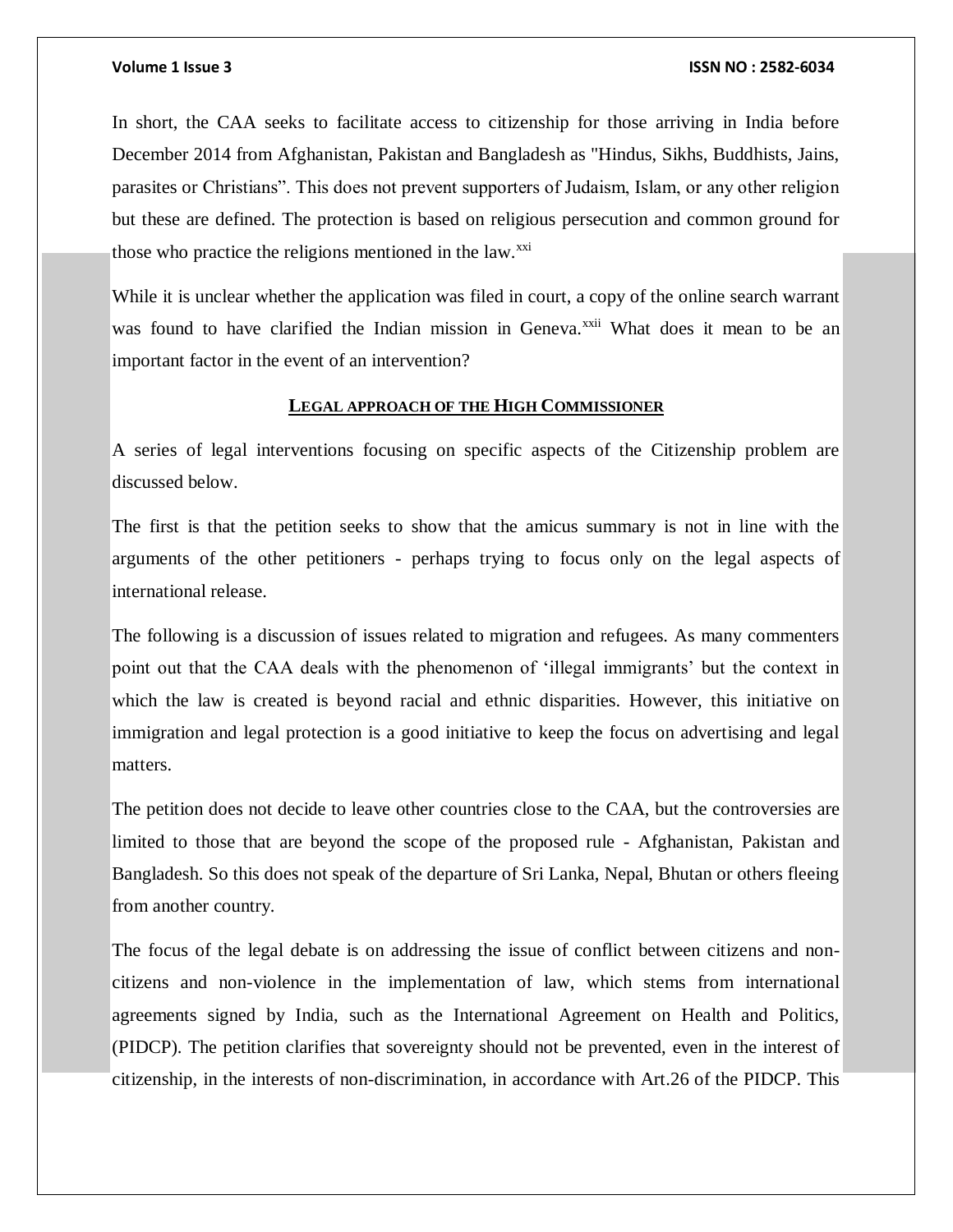In short, the CAA seeks to facilitate access to citizenship for those arriving in India before December 2014 from Afghanistan, Pakistan and Bangladesh as "Hindus, Sikhs, Buddhists, Jains, parasites or Christians". This does not prevent supporters of Judaism, Islam, or any other religion but these are defined. The protection is based on religious persecution and common ground for those who practice the religions mentioned in the law.[xxi]

While it is unclear whether the application was filed in court, a copy of the online search warrant was found to have clarified the Indian mission in Geneva.[xxii] What does it mean to be an important factor in the event of an intervention?

## LEGAL APPROACH OF THE HIGH COMMISSIONER

A series of legal interventions focusing on specific aspects of the Citizenship problem are discussed below.

The first is that the petition seeks to show that the amicus summary is not in line with the arguments of the other petitioners - perhaps trying to focus only on the legal aspects of international release.

The following is a discussion of issues related to migration and refugees. As many commenters point out that the CAA deals with the phenomenon of 'illegal immigrants' but the context in which the law is created is beyond racial and ethnic disparities. However, this initiative on immigration and legal protection is a good initiative to keep the focus on advertising and legal matters.

The petition does not decide to leave other countries close to the CAA, but the controversies are limited to those that are beyond the scope of the proposed rule - Afghanistan, Pakistan and Bangladesh. So this does not speak of the departure of Sri Lanka, Nepal, Bhutan or others fleeing from another country.

The focus of the legal debate is on addressing the issue of conflict between citizens and non-citizens and non-violence in the implementation of law, which stems from international agreements signed by India, such as the International Agreement on Health and Politics, (PIDCP). The petition clarifies that sovereignty should not be prevented, even in the interest of citizenship, in the interests of non-discrimination, in accordance with Art.26 of the PIDCP. This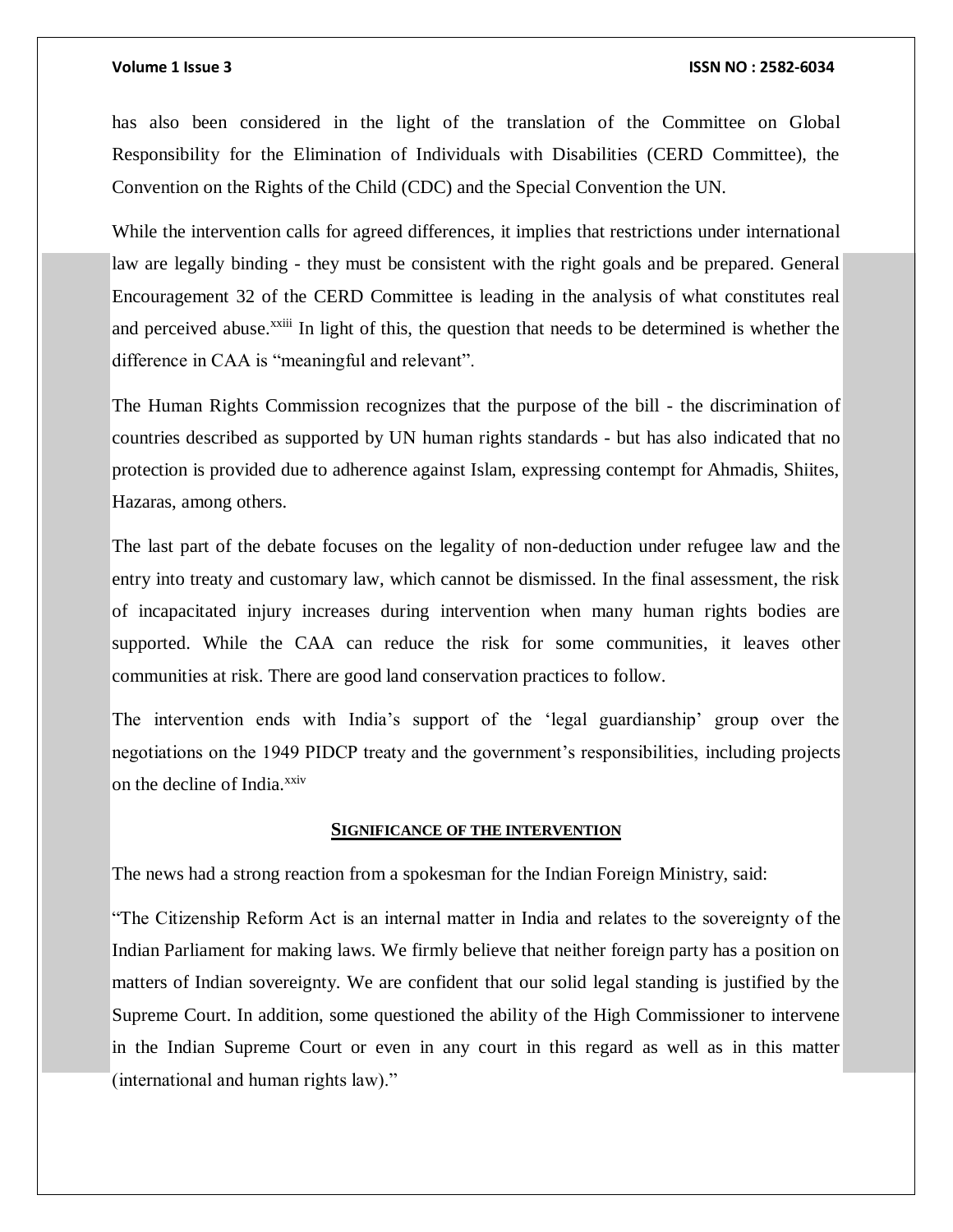has also been considered in the light of the translation of the Committee on Global Responsibility for the Elimination of Individuals with Disabilities (CERD Committee), the Convention on the Rights of the Child (CDC) and the Special Convention the UN.

While the intervention calls for agreed differences, it implies that restrictions under international law are legally binding - they must be consistent with the right goals and be prepared. General Encouragement 32 of the CERD Committee is leading in the analysis of what constitutes real and perceived abuse.[xxiii] In light of this, the question that needs to be determined is whether the difference in CAA is "meaningful and relevant".

The Human Rights Commission recognizes that the purpose of the bill - the discrimination of countries described as supported by UN human rights standards - but has also indicated that no protection is provided due to adherence against Islam, expressing contempt for Ahmadis, Shiites, Hazaras, among others.

The last part of the debate focuses on the legality of non-deduction under refugee law and the entry into treaty and customary law, which cannot be dismissed. In the final assessment, the risk of incapacitated injury increases during intervention when many human rights bodies are supported. While the CAA can reduce the risk for some communities, it leaves other communities at risk. There are good land conservation practices to follow.

The intervention ends with India's support of the 'legal guardianship' group over the negotiations on the 1949 PIDCP treaty and the government's responsibilities, including projects on the decline of India.[xxiv]

## SIGNIFICANCE OF THE INTERVENTION

The news had a strong reaction from a spokesman for the Indian Foreign Ministry, said:

"The Citizenship Reform Act is an internal matter in India and relates to the sovereignty of the Indian Parliament for making laws. We firmly believe that neither foreign party has a position on matters of Indian sovereignty. We are confident that our solid legal standing is justified by the Supreme Court. In addition, some questioned the ability of the High Commissioner to intervene in the Indian Supreme Court or even in any court in this regard as well as in this matter (international and human rights law)."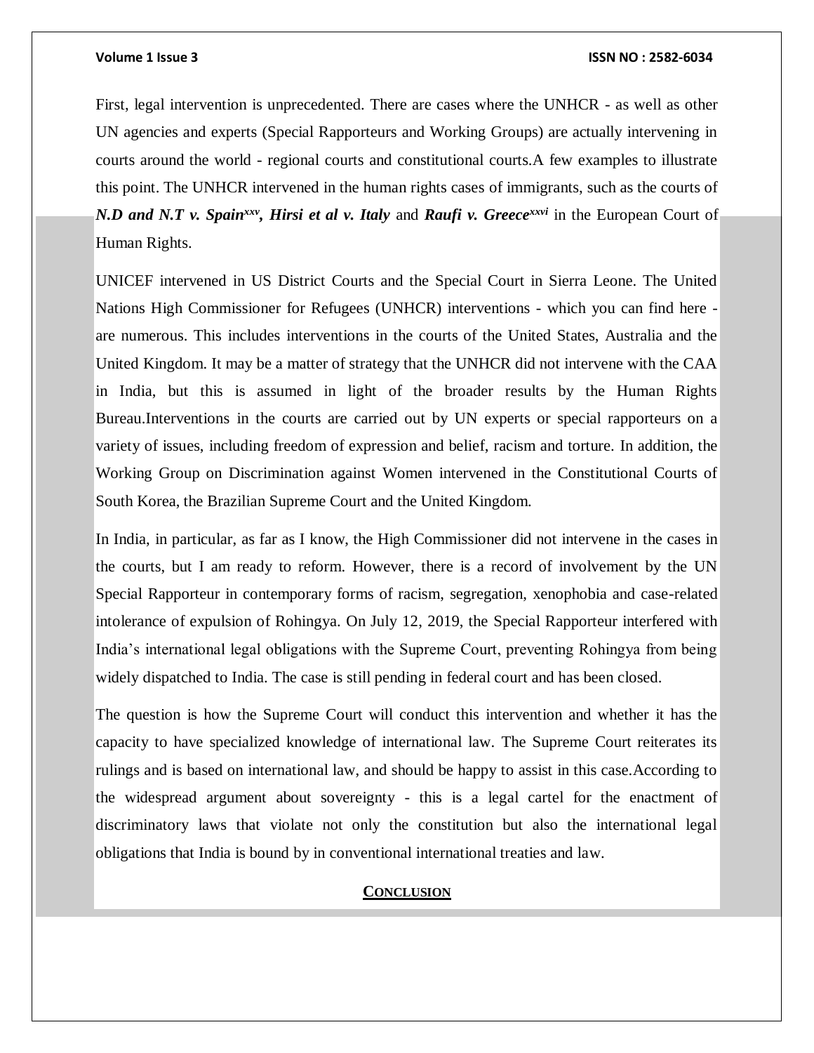First, legal intervention is unprecedented. There are cases where the UNHCR - as well as other UN agencies and experts (Special Rapporteurs and Working Groups) are actually intervening in courts around the world - regional courts and constitutional courts.A few examples to illustrate this point. The UNHCR intervened in the human rights cases of immigrants, such as the courts of ***N.D and N.T v. Spain*[xxv], *Hirsi et al v. Italy*** and ***Raufi v. Greece*[xxvi]** in the European Court of Human Rights.

UNICEF intervened in US District Courts and the Special Court in Sierra Leone. The United Nations High Commissioner for Refugees (UNHCR) interventions - which you can find here - are numerous. This includes interventions in the courts of the United States, Australia and the United Kingdom. It may be a matter of strategy that the UNHCR did not intervene with the CAA in India, but this is assumed in light of the broader results by the Human Rights Bureau.Interventions in the courts are carried out by UN experts or special rapporteurs on a variety of issues, including freedom of expression and belief, racism and torture. In addition, the Working Group on Discrimination against Women intervened in the Constitutional Courts of South Korea, the Brazilian Supreme Court and the United Kingdom.

In India, in particular, as far as I know, the High Commissioner did not intervene in the cases in the courts, but I am ready to reform. However, there is a record of involvement by the UN Special Rapporteur in contemporary forms of racism, segregation, xenophobia and case-related intolerance of expulsion of Rohingya. On July 12, 2019, the Special Rapporteur interfered with India's international legal obligations with the Supreme Court, preventing Rohingya from being widely dispatched to India. The case is still pending in federal court and has been closed.

The question is how the Supreme Court will conduct this intervention and whether it has the capacity to have specialized knowledge of international law. The Supreme Court reiterates its rulings and is based on international law, and should be happy to assist in this case.According to the widespread argument about sovereignty - this is a legal cartel for the enactment of discriminatory laws that violate not only the constitution but also the international legal obligations that India is bound by in conventional international treaties and law.

## CONCLUSION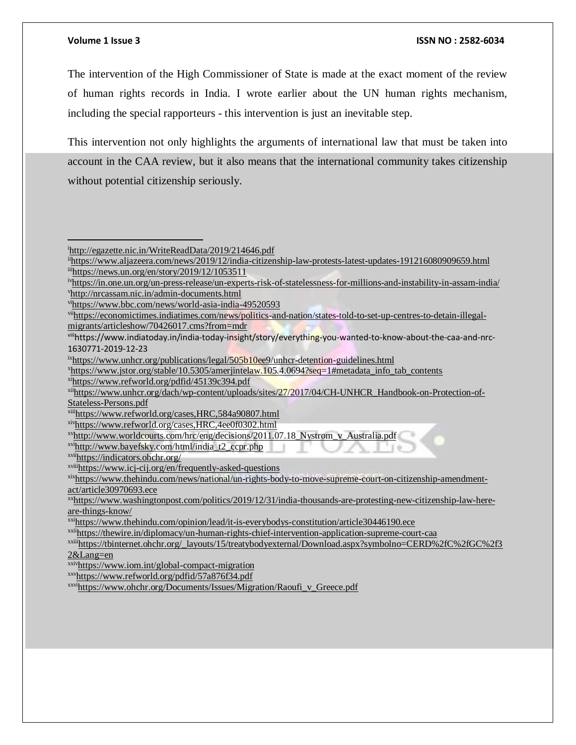The intervention of the High Commissioner of State is made at the exact moment of the review of human rights records in India. I wrote earlier about the UN human rights mechanism, including the special rapporteurs - this intervention is just an inevitable step.

This intervention not only highlights the arguments of international law that must be taken into account in the CAA review, but it also means that the international community takes citizenship without potential citizenship seriously.

---

[i] http://egazette.nic.in/WriteReadData/2019/214646.pdf

[ii] https://www.aljazeera.com/news/2019/12/india-citizenship-law-protests-latest-updates-191216080909659.html

[iii] https://news.un.org/en/story/2019/12/1053511

[iv] https://in.one.un.org/un-press-release/un-experts-risk-of-statelessness-for-millions-and-instability-in-assam-india/

[v] http://nrcassam.nic.in/admin-documents.html

[vi] https://www.bbc.com/news/world-asia-india-49520593

[vii] https://economictimes.indiatimes.com/news/politics-and-nation/states-told-to-set-up-centres-to-detain-illegal-migrants/articleshow/70426017.cms?from=mdr

[viii] https://www.indiatoday.in/india-today-insight/story/everything-you-wanted-to-know-about-the-caa-and-nrc-1630771-2019-12-23

[ix] https://www.unhcr.org/publications/legal/505b10ee9/unhcr-detention-guidelines.html

[x] https://www.jstor.org/stable/10.5305/amerjintelaw.105.4.0694?seq=1#metadata_info_tab_contents

[xi] https://www.refworld.org/pdfid/45139c394.pdf

[xii] https://www.unhcr.org/dach/wp-content/uploads/sites/27/2017/04/CH-UNHCR_Handbook-on-Protection-of-Stateless-Persons.pdf

[xiii] https://www.refworld.org/cases,HRC,584a90807.html

[xiv] https://www.refworld.org/cases,HRC,4ee0f0302.html

[xv] http://www.worldcourts.com/hrc/eng/decisions/2011.07.18_Nystrom_v_Australia.pdf

[xvi] http://www.bayefsky.com/html/india_t2_ccpr.php

[xvii] https://indicators.ohchr.org/

[xviii] https://www.icj-cij.org/en/frequently-asked-questions

[xix] https://www.thehindu.com/news/national/un-rights-body-to-move-supreme-court-on-citizenship-amendment-act/article30970693.ece

[xx] https://www.washingtonpost.com/politics/2019/12/31/india-thousands-are-protesting-new-citizenship-law-here-are-things-know/

[xxi] https://www.thehindu.com/opinion/lead/it-is-everybodys-constitution/article30446190.ece

[xxii] https://thewire.in/diplomacy/un-human-rights-chief-intervention-application-supreme-court-caa

[xxiii] https://tbinternet.ohchr.org/_layouts/15/treatybodyexternal/Download.aspx?symbolno=CERD%2fC%2fGC%2f32&Lang=en

[xxiv] https://www.iom.int/global-compact-migration

[xxv] https://www.refworld.org/pdfid/57a876f34.pdf

[xxvi] https://www.ohchr.org/Documents/Issues/Migration/Raoufi_v_Greece.pdf